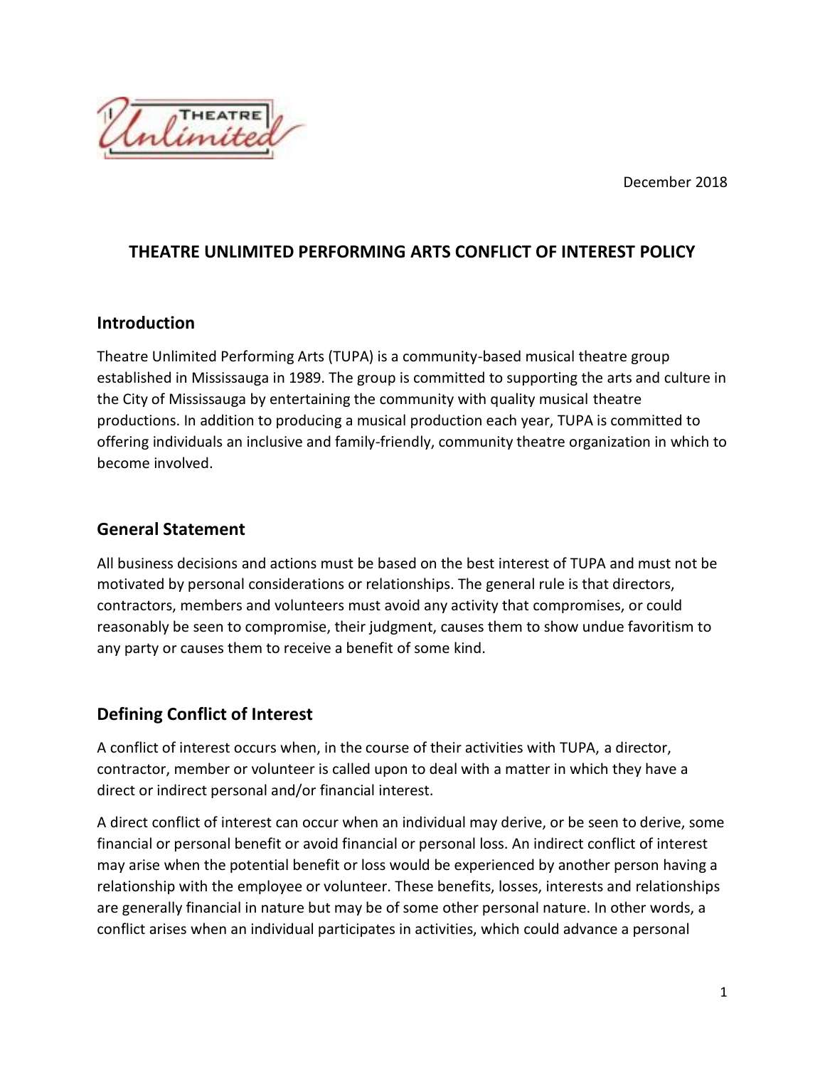December 2018

# THEATRE UNLIMITED PERFORMING ARTS CONFLICT OF INTEREST POLICY

## Introduction

Theatre Unlimited Performing Arts (TUPA) is a community-based musical theatre group established in Mississauga in 1989. The group is committed to supporting the arts and culture in the City of Mississauga by entertaining the community with quality musical theatre productions. In addition to producing a musical production each year, TUPA is committed to offering individuals an inclusive and family-friendly, community theatre organization in which to become involved.

## General Statement

All business decisions and actions must be based on the best interest of TUPA and must not be motivated by personal considerations or relationships. The general rule is that directors, contractors, members and volunteers must avoid any activity that compromises, or could reasonably be seen to compromise, their judgment, causes them to show undue favoritism to any party or causes them to receive a benefit of some kind.

## Defining Conflict of Interest

A conflict of interest occurs when, in the course of their activities with TUPA, a director, contractor, member or volunteer is called upon to deal with a matter in which they have a direct or indirect personal and/or financial interest.

A direct conflict of interest can occur when an individual may derive, or be seen to derive, some financial or personal benefit or avoid financial or personal loss. An indirect conflict of interest may arise when the potential benefit or loss would be experienced by another person having a relationship with the employee or volunteer. These benefits, losses, interests and relationships are generally financial in nature but may be of some other personal nature. In other words, a conflict arises when an individual participates in activities, which could advance a personal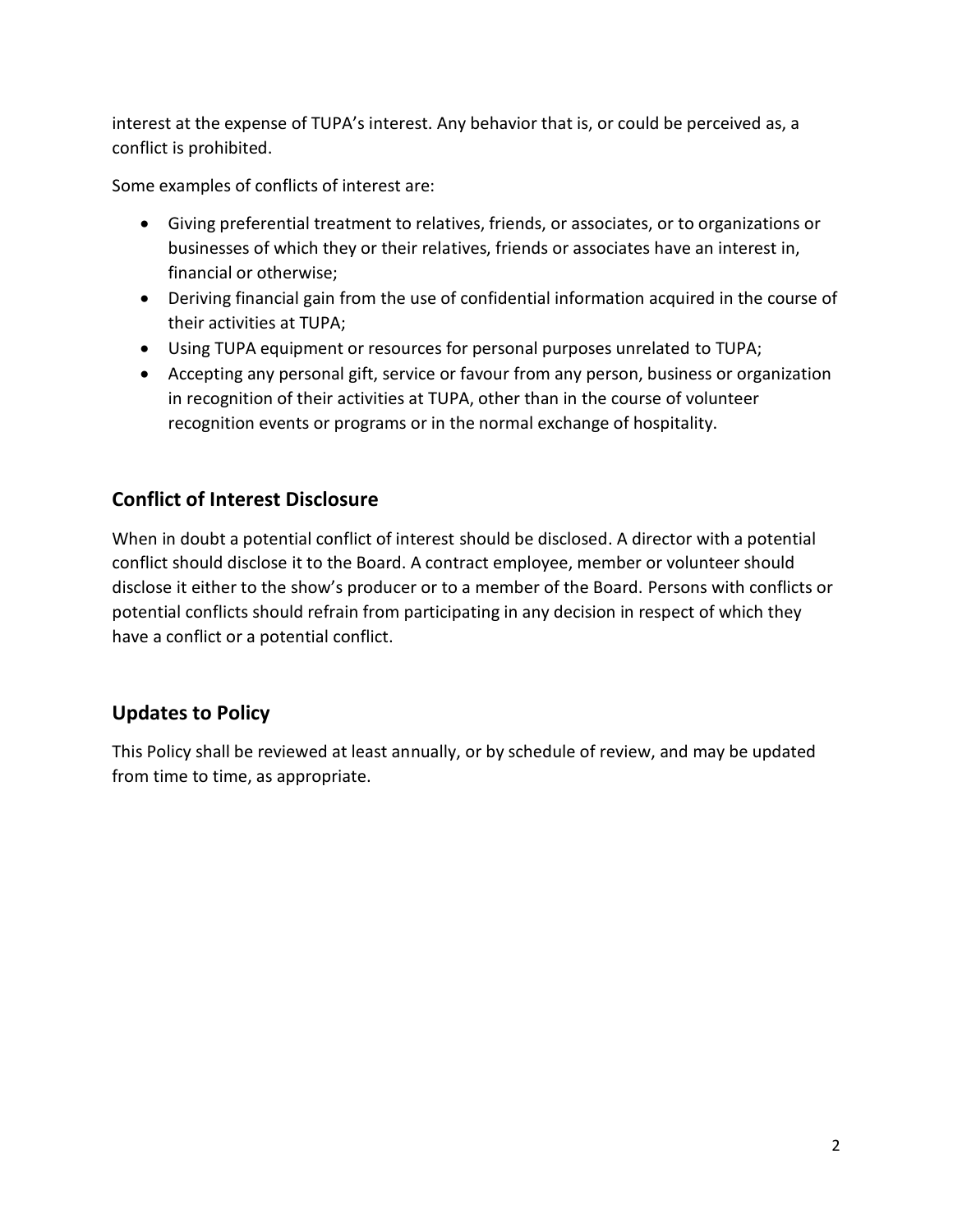interest at the expense of TUPA's interest. Any behavior that is, or could be perceived as, a conflict is prohibited.

Some examples of conflicts of interest are:

- Giving preferential treatment to relatives, friends, or associates, or to organizations or businesses of which they or their relatives, friends or associates have an interest in, financial or otherwise;
- Deriving financial gain from the use of confidential information acquired in the course of their activities at TUPA;
- Using TUPA equipment or resources for personal purposes unrelated to TUPA;
- Accepting any personal gift, service or favour from any person, business or organization in recognition of their activities at TUPA, other than in the course of volunteer recognition events or programs or in the normal exchange of hospitality.

## Conflict of Interest Disclosure

When in doubt a potential conflict of interest should be disclosed. A director with a potential conflict should disclose it to the Board. A contract employee, member or volunteer should disclose it either to the show's producer or to a member of the Board. Persons with conflicts or potential conflicts should refrain from participating in any decision in respect of which they have a conflict or a potential conflict.

## Updates to Policy

This Policy shall be reviewed at least annually, or by schedule of review, and may be updated from time to time, as appropriate.